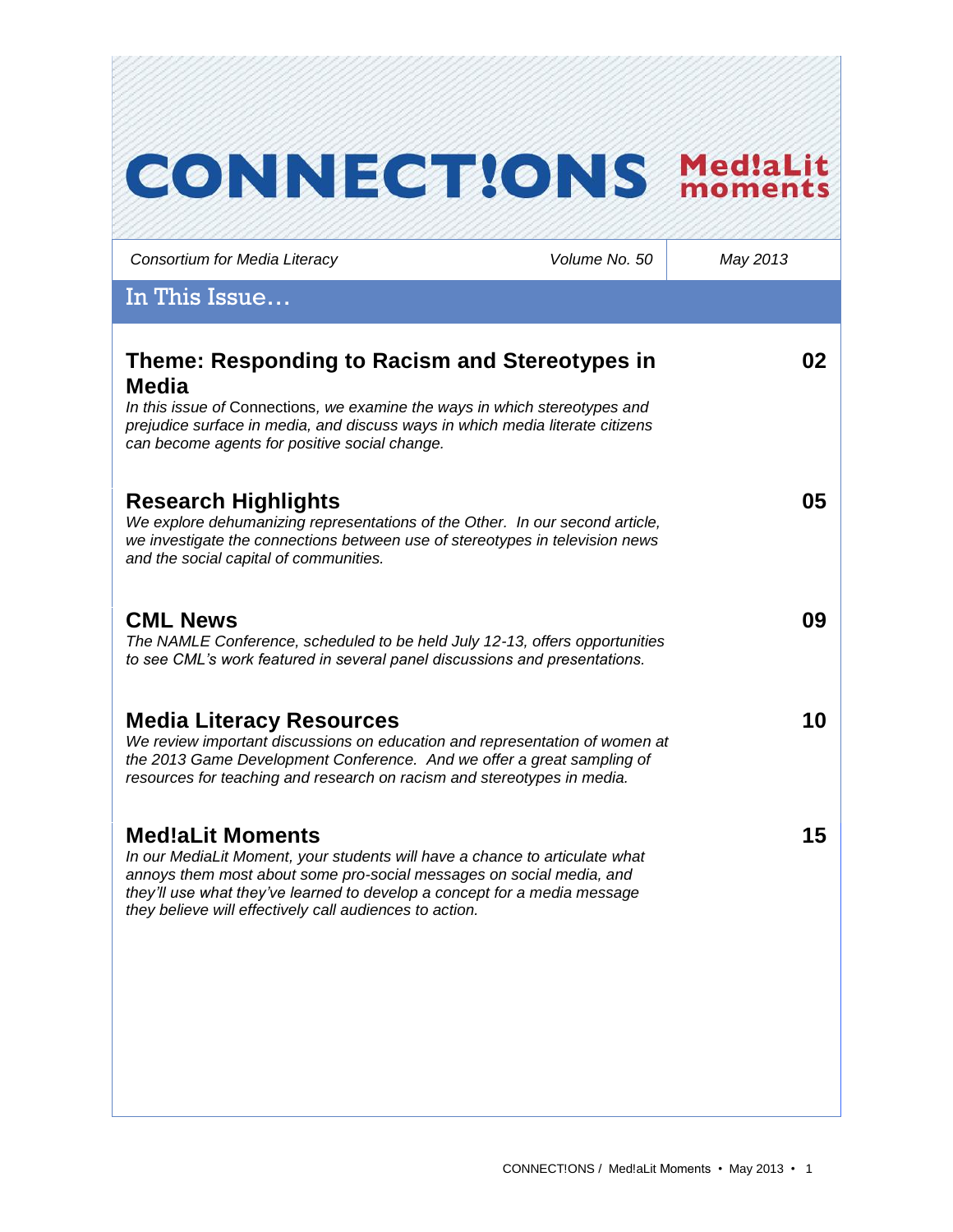# CONNECT!ONS Med!aLit moments

*Consortium for Media Literacy* | *Volume No. 50* | *May 2013*

## In This Issue…

### Theme: Responding to Racism and Stereotypes in Media — 02

*In this issue of* Connections*, we examine the ways in which stereotypes and prejudice surface in media, and discuss ways in which media literate citizens can become agents for positive social change.*

### Research Highlights — 05

*We explore dehumanizing representations of the Other. In our second article, we investigate the connections between use of stereotypes in television news and the social capital of communities.*

### CML News — 09

*The NAMLE Conference, scheduled to be held July 12-13, offers opportunities to see CML's work featured in several panel discussions and presentations.*

### Media Literacy Resources — 10

*We review important discussions on education and representation of women at the 2013 Game Development Conference. And we offer a great sampling of resources for teaching and research on racism and stereotypes in media.*

### Med!aLit Moments — 15

*In our MediaLit Moment, your students will have a chance to articulate what annoys them most about some pro-social messages on social media, and they'll use what they've learned to develop a concept for a media message they believe will effectively call audiences to action.*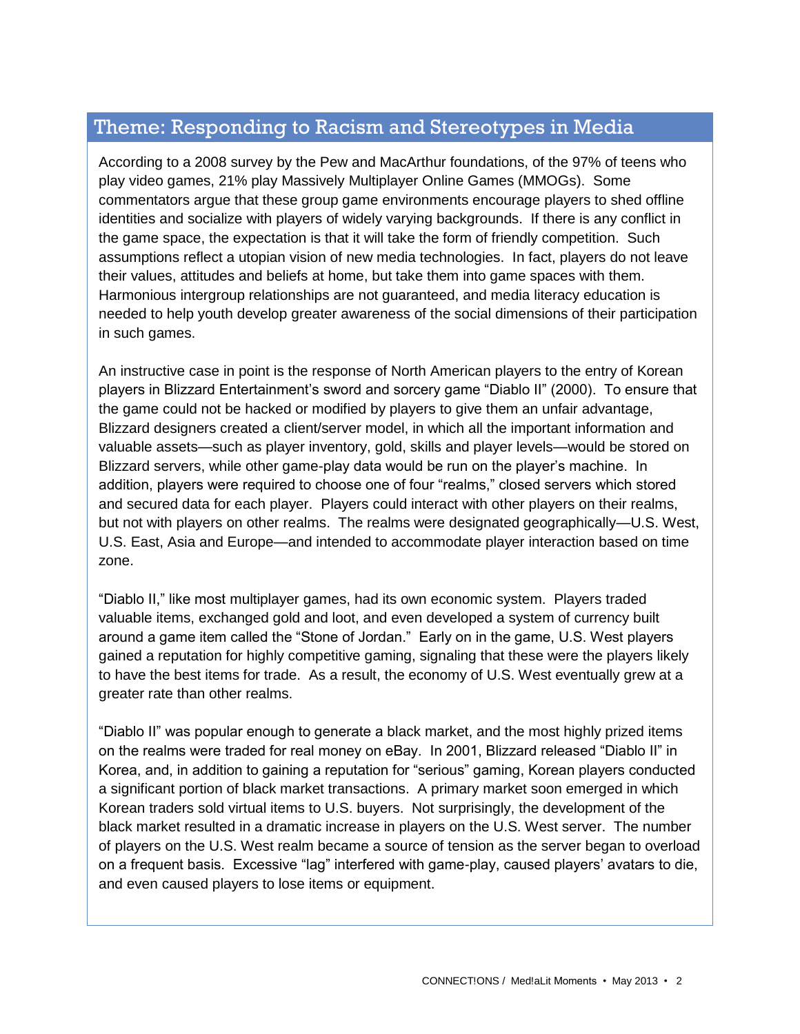## Theme: Responding to Racism and Stereotypes in Media

According to a 2008 survey by the Pew and MacArthur foundations, of the 97% of teens who play video games, 21% play Massively Multiplayer Online Games (MMOGs). Some commentators argue that these group game environments encourage players to shed offline identities and socialize with players of widely varying backgrounds. If there is any conflict in the game space, the expectation is that it will take the form of friendly competition. Such assumptions reflect a utopian vision of new media technologies. In fact, players do not leave their values, attitudes and beliefs at home, but take them into game spaces with them. Harmonious intergroup relationships are not guaranteed, and media literacy education is needed to help youth develop greater awareness of the social dimensions of their participation in such games.

An instructive case in point is the response of North American players to the entry of Korean players in Blizzard Entertainment's sword and sorcery game "Diablo II" (2000). To ensure that the game could not be hacked or modified by players to give them an unfair advantage, Blizzard designers created a client/server model, in which all the important information and valuable assets—such as player inventory, gold, skills and player levels—would be stored on Blizzard servers, while other game-play data would be run on the player's machine. In addition, players were required to choose one of four "realms," closed servers which stored and secured data for each player. Players could interact with other players on their realms, but not with players on other realms. The realms were designated geographically—U.S. West, U.S. East, Asia and Europe—and intended to accommodate player interaction based on time zone.

"Diablo II," like most multiplayer games, had its own economic system. Players traded valuable items, exchanged gold and loot, and even developed a system of currency built around a game item called the "Stone of Jordan." Early on in the game, U.S. West players gained a reputation for highly competitive gaming, signaling that these were the players likely to have the best items for trade. As a result, the economy of U.S. West eventually grew at a greater rate than other realms.

"Diablo II" was popular enough to generate a black market, and the most highly prized items on the realms were traded for real money on eBay. In 2001, Blizzard released "Diablo II" in Korea, and, in addition to gaining a reputation for "serious" gaming, Korean players conducted a significant portion of black market transactions. A primary market soon emerged in which Korean traders sold virtual items to U.S. buyers. Not surprisingly, the development of the black market resulted in a dramatic increase in players on the U.S. West server. The number of players on the U.S. West realm became a source of tension as the server began to overload on a frequent basis. Excessive "lag" interfered with game-play, caused players' avatars to die, and even caused players to lose items or equipment.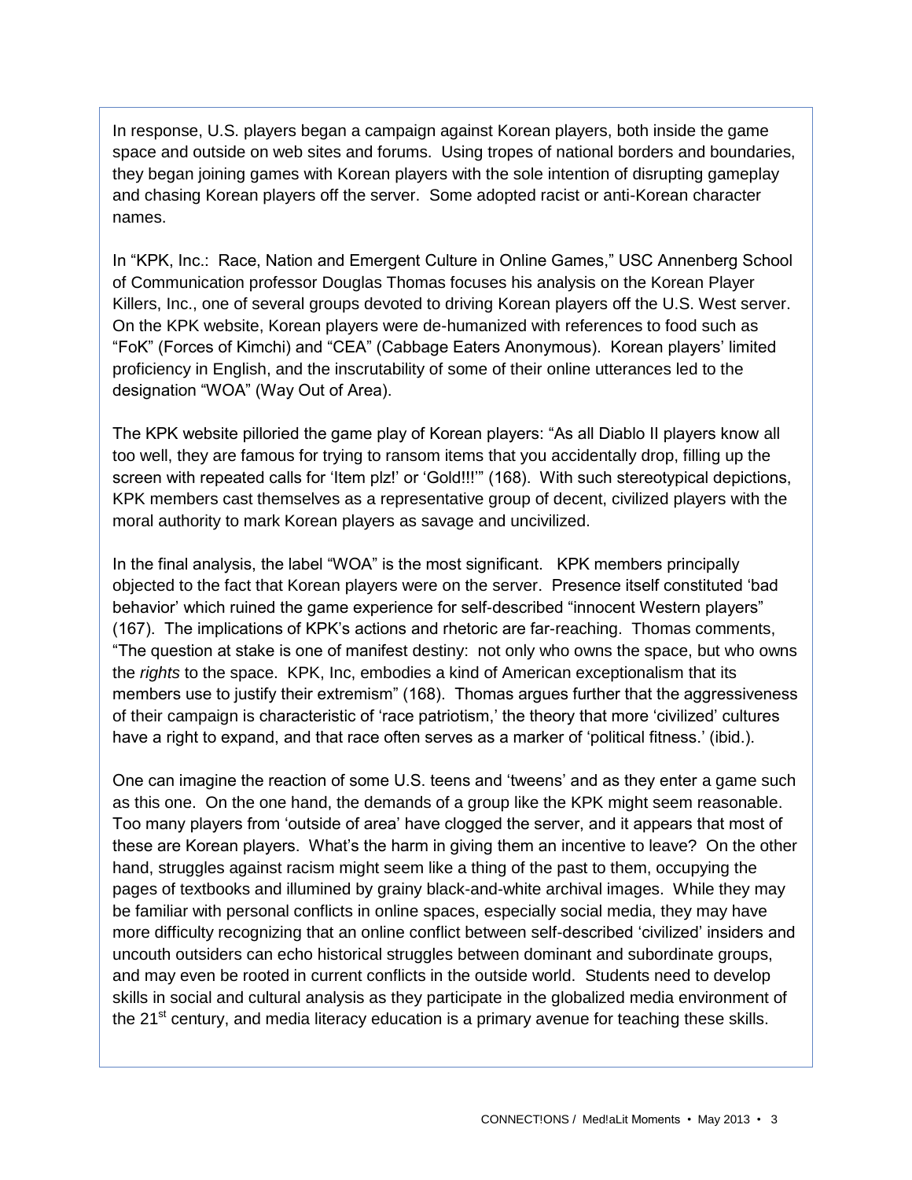In response, U.S. players began a campaign against Korean players, both inside the game space and outside on web sites and forums. Using tropes of national borders and boundaries, they began joining games with Korean players with the sole intention of disrupting gameplay and chasing Korean players off the server. Some adopted racist or anti-Korean character names.

In "KPK, Inc.: Race, Nation and Emergent Culture in Online Games," USC Annenberg School of Communication professor Douglas Thomas focuses his analysis on the Korean Player Killers, Inc., one of several groups devoted to driving Korean players off the U.S. West server. On the KPK website, Korean players were de-humanized with references to food such as "FoK" (Forces of Kimchi) and "CEA" (Cabbage Eaters Anonymous). Korean players' limited proficiency in English, and the inscrutability of some of their online utterances led to the designation "WOA" (Way Out of Area).

The KPK website pilloried the game play of Korean players: "As all Diablo II players know all too well, they are famous for trying to ransom items that you accidentally drop, filling up the screen with repeated calls for 'Item plz!' or 'Gold!!!'" (168). With such stereotypical depictions, KPK members cast themselves as a representative group of decent, civilized players with the moral authority to mark Korean players as savage and uncivilized.

In the final analysis, the label "WOA" is the most significant. KPK members principally objected to the fact that Korean players were on the server. Presence itself constituted 'bad behavior' which ruined the game experience for self-described "innocent Western players" (167). The implications of KPK's actions and rhetoric are far-reaching. Thomas comments, "The question at stake is one of manifest destiny: not only who owns the space, but who owns the *rights* to the space. KPK, Inc, embodies a kind of American exceptionalism that its members use to justify their extremism" (168). Thomas argues further that the aggressiveness of their campaign is characteristic of 'race patriotism,' the theory that more 'civilized' cultures have a right to expand, and that race often serves as a marker of 'political fitness.' (ibid.).

One can imagine the reaction of some U.S. teens and 'tweens' and as they enter a game such as this one. On the one hand, the demands of a group like the KPK might seem reasonable. Too many players from 'outside of area' have clogged the server, and it appears that most of these are Korean players. What's the harm in giving them an incentive to leave? On the other hand, struggles against racism might seem like a thing of the past to them, occupying the pages of textbooks and illumined by grainy black-and-white archival images. While they may be familiar with personal conflicts in online spaces, especially social media, they may have more difficulty recognizing that an online conflict between self-described 'civilized' insiders and uncouth outsiders can echo historical struggles between dominant and subordinate groups, and may even be rooted in current conflicts in the outside world. Students need to develop skills in social and cultural analysis as they participate in the globalized media environment of the 21st century, and media literacy education is a primary avenue for teaching these skills.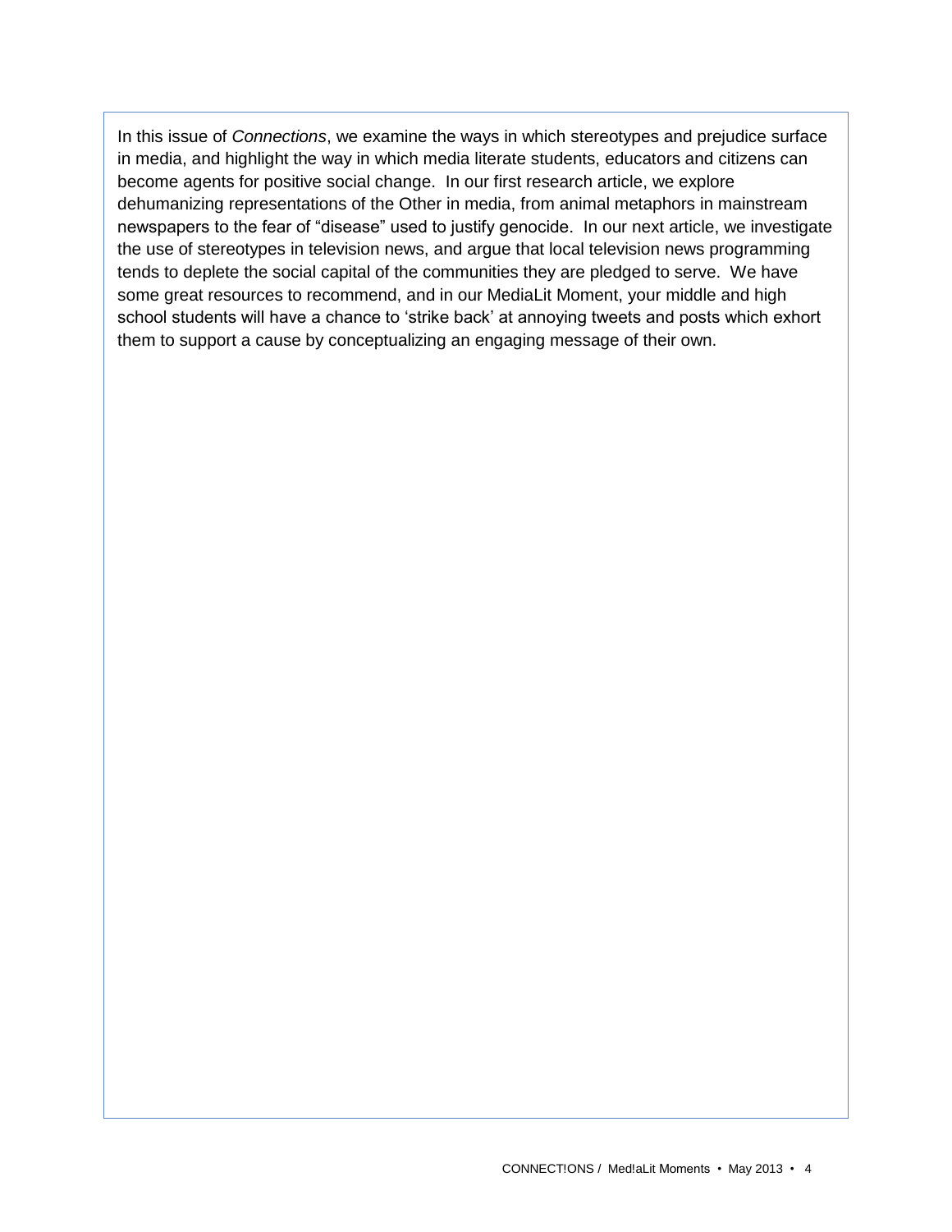In this issue of *Connections*, we examine the ways in which stereotypes and prejudice surface in media, and highlight the way in which media literate students, educators and citizens can become agents for positive social change. In our first research article, we explore dehumanizing representations of the Other in media, from animal metaphors in mainstream newspapers to the fear of "disease" used to justify genocide. In our next article, we investigate the use of stereotypes in television news, and argue that local television news programming tends to deplete the social capital of the communities they are pledged to serve. We have some great resources to recommend, and in our MediaLit Moment, your middle and high school students will have a chance to 'strike back' at annoying tweets and posts which exhort them to support a cause by conceptualizing an engaging message of their own.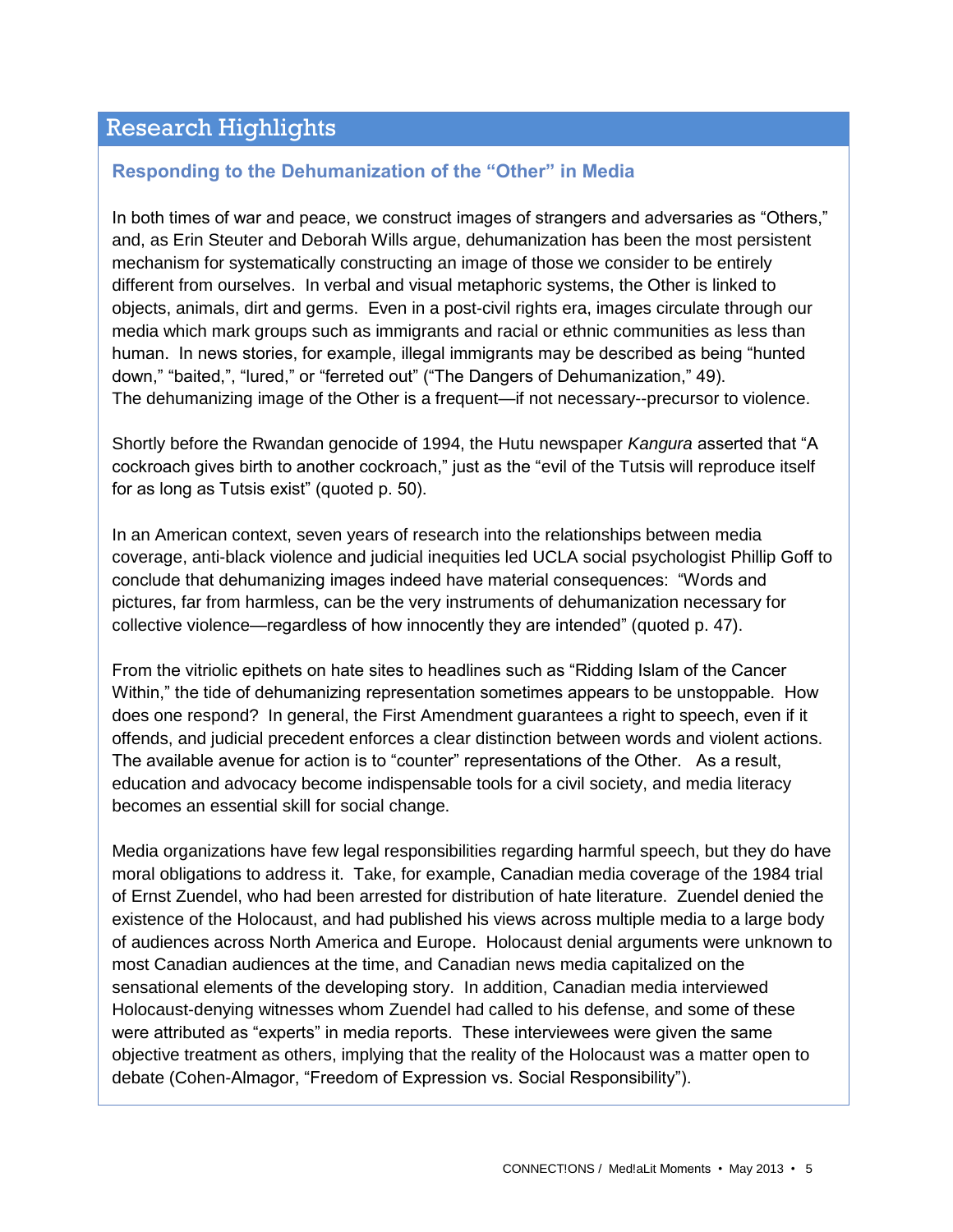## Research Highlights

### Responding to the Dehumanization of the "Other" in Media

In both times of war and peace, we construct images of strangers and adversaries as "Others," and, as Erin Steuter and Deborah Wills argue, dehumanization has been the most persistent mechanism for systematically constructing an image of those we consider to be entirely different from ourselves. In verbal and visual metaphoric systems, the Other is linked to objects, animals, dirt and germs. Even in a post-civil rights era, images circulate through our media which mark groups such as immigrants and racial or ethnic communities as less than human. In news stories, for example, illegal immigrants may be described as being "hunted down," "baited,", "lured," or "ferreted out" ("The Dangers of Dehumanization," 49). The dehumanizing image of the Other is a frequent—if not necessary--precursor to violence.

Shortly before the Rwandan genocide of 1994, the Hutu newspaper *Kangura* asserted that "A cockroach gives birth to another cockroach," just as the "evil of the Tutsis will reproduce itself for as long as Tutsis exist" (quoted p. 50).

In an American context, seven years of research into the relationships between media coverage, anti-black violence and judicial inequities led UCLA social psychologist Phillip Goff to conclude that dehumanizing images indeed have material consequences: "Words and pictures, far from harmless, can be the very instruments of dehumanization necessary for collective violence—regardless of how innocently they are intended" (quoted p. 47).

From the vitriolic epithets on hate sites to headlines such as "Ridding Islam of the Cancer Within," the tide of dehumanizing representation sometimes appears to be unstoppable. How does one respond? In general, the First Amendment guarantees a right to speech, even if it offends, and judicial precedent enforces a clear distinction between words and violent actions. The available avenue for action is to "counter" representations of the Other. As a result, education and advocacy become indispensable tools for a civil society, and media literacy becomes an essential skill for social change.

Media organizations have few legal responsibilities regarding harmful speech, but they do have moral obligations to address it. Take, for example, Canadian media coverage of the 1984 trial of Ernst Zuendel, who had been arrested for distribution of hate literature. Zuendel denied the existence of the Holocaust, and had published his views across multiple media to a large body of audiences across North America and Europe. Holocaust denial arguments were unknown to most Canadian audiences at the time, and Canadian news media capitalized on the sensational elements of the developing story. In addition, Canadian media interviewed Holocaust-denying witnesses whom Zuendel had called to his defense, and some of these were attributed as "experts" in media reports. These interviewees were given the same objective treatment as others, implying that the reality of the Holocaust was a matter open to debate (Cohen-Almagor, "Freedom of Expression vs. Social Responsibility").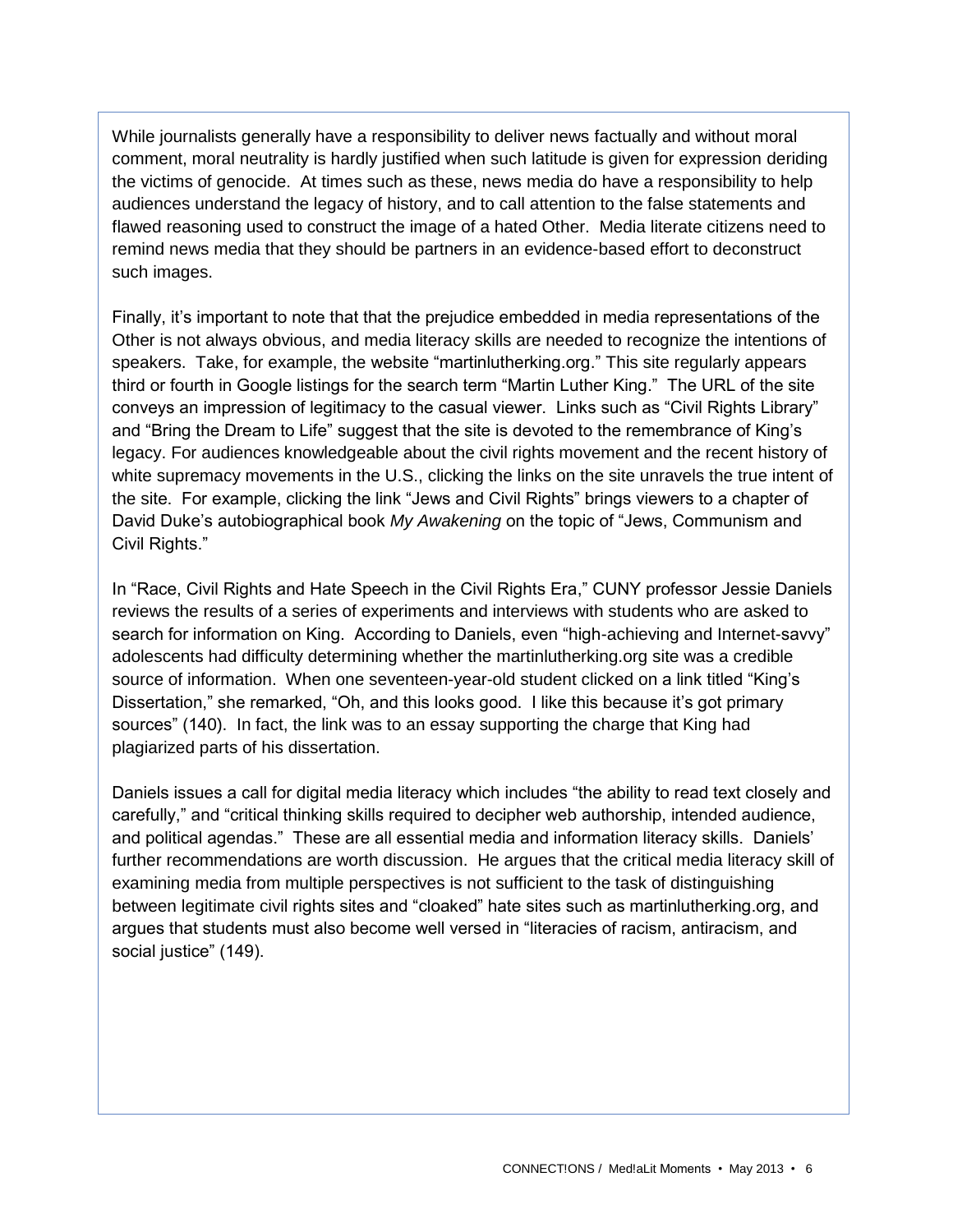While journalists generally have a responsibility to deliver news factually and without moral comment, moral neutrality is hardly justified when such latitude is given for expression deriding the victims of genocide. At times such as these, news media do have a responsibility to help audiences understand the legacy of history, and to call attention to the false statements and flawed reasoning used to construct the image of a hated Other. Media literate citizens need to remind news media that they should be partners in an evidence-based effort to deconstruct such images.

Finally, it's important to note that that the prejudice embedded in media representations of the Other is not always obvious, and media literacy skills are needed to recognize the intentions of speakers. Take, for example, the website "martinlutherking.org." This site regularly appears third or fourth in Google listings for the search term "Martin Luther King." The URL of the site conveys an impression of legitimacy to the casual viewer. Links such as "Civil Rights Library" and "Bring the Dream to Life" suggest that the site is devoted to the remembrance of King's legacy. For audiences knowledgeable about the civil rights movement and the recent history of white supremacy movements in the U.S., clicking the links on the site unravels the true intent of the site. For example, clicking the link "Jews and Civil Rights" brings viewers to a chapter of David Duke's autobiographical book *My Awakening* on the topic of "Jews, Communism and Civil Rights."

In "Race, Civil Rights and Hate Speech in the Civil Rights Era," CUNY professor Jessie Daniels reviews the results of a series of experiments and interviews with students who are asked to search for information on King. According to Daniels, even "high-achieving and Internet-savvy" adolescents had difficulty determining whether the martinlutherking.org site was a credible source of information. When one seventeen-year-old student clicked on a link titled "King's Dissertation," she remarked, "Oh, and this looks good. I like this because it's got primary sources" (140). In fact, the link was to an essay supporting the charge that King had plagiarized parts of his dissertation.

Daniels issues a call for digital media literacy which includes "the ability to read text closely and carefully," and "critical thinking skills required to decipher web authorship, intended audience, and political agendas." These are all essential media and information literacy skills. Daniels' further recommendations are worth discussion. He argues that the critical media literacy skill of examining media from multiple perspectives is not sufficient to the task of distinguishing between legitimate civil rights sites and "cloaked" hate sites such as martinlutherking.org, and argues that students must also become well versed in "literacies of racism, antiracism, and social justice" (149).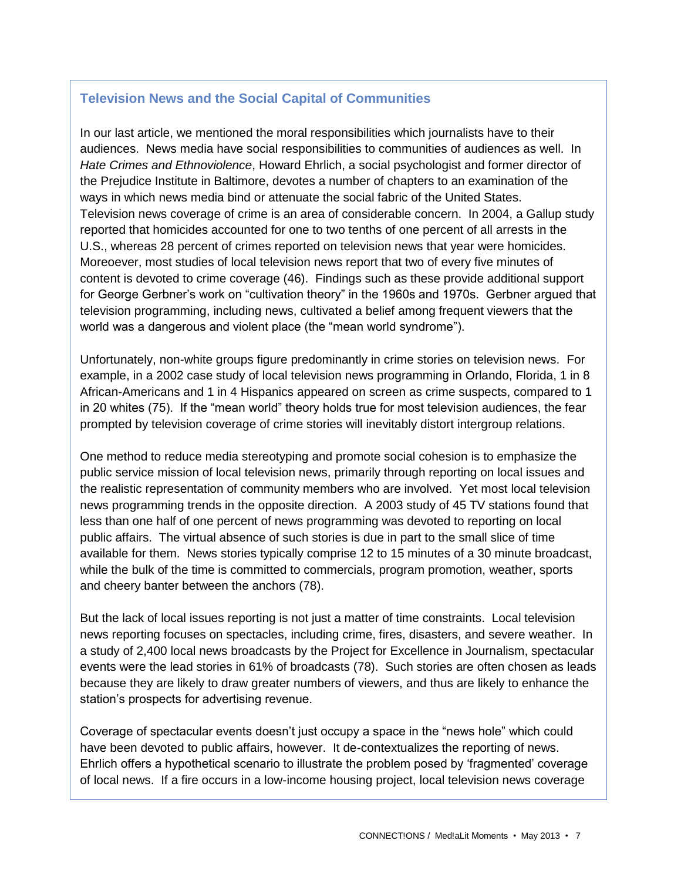## Television News and the Social Capital of Communities

In our last article, we mentioned the moral responsibilities which journalists have to their audiences. News media have social responsibilities to communities of audiences as well. In *Hate Crimes and Ethnoviolence*, Howard Ehrlich, a social psychologist and former director of the Prejudice Institute in Baltimore, devotes a number of chapters to an examination of the ways in which news media bind or attenuate the social fabric of the United States. Television news coverage of crime is an area of considerable concern. In 2004, a Gallup study reported that homicides accounted for one to two tenths of one percent of all arrests in the U.S., whereas 28 percent of crimes reported on television news that year were homicides. Moreoever, most studies of local television news report that two of every five minutes of content is devoted to crime coverage (46). Findings such as these provide additional support for George Gerbner's work on "cultivation theory" in the 1960s and 1970s. Gerbner argued that television programming, including news, cultivated a belief among frequent viewers that the world was a dangerous and violent place (the "mean world syndrome").

Unfortunately, non-white groups figure predominantly in crime stories on television news. For example, in a 2002 case study of local television news programming in Orlando, Florida, 1 in 8 African-Americans and 1 in 4 Hispanics appeared on screen as crime suspects, compared to 1 in 20 whites (75). If the "mean world" theory holds true for most television audiences, the fear prompted by television coverage of crime stories will inevitably distort intergroup relations.

One method to reduce media stereotyping and promote social cohesion is to emphasize the public service mission of local television news, primarily through reporting on local issues and the realistic representation of community members who are involved. Yet most local television news programming trends in the opposite direction. A 2003 study of 45 TV stations found that less than one half of one percent of news programming was devoted to reporting on local public affairs. The virtual absence of such stories is due in part to the small slice of time available for them. News stories typically comprise 12 to 15 minutes of a 30 minute broadcast, while the bulk of the time is committed to commercials, program promotion, weather, sports and cheery banter between the anchors (78).

But the lack of local issues reporting is not just a matter of time constraints. Local television news reporting focuses on spectacles, including crime, fires, disasters, and severe weather. In a study of 2,400 local news broadcasts by the Project for Excellence in Journalism, spectacular events were the lead stories in 61% of broadcasts (78). Such stories are often chosen as leads because they are likely to draw greater numbers of viewers, and thus are likely to enhance the station's prospects for advertising revenue.

Coverage of spectacular events doesn't just occupy a space in the "news hole" which could have been devoted to public affairs, however. It de-contextualizes the reporting of news. Ehrlich offers a hypothetical scenario to illustrate the problem posed by 'fragmented' coverage of local news. If a fire occurs in a low-income housing project, local television news coverage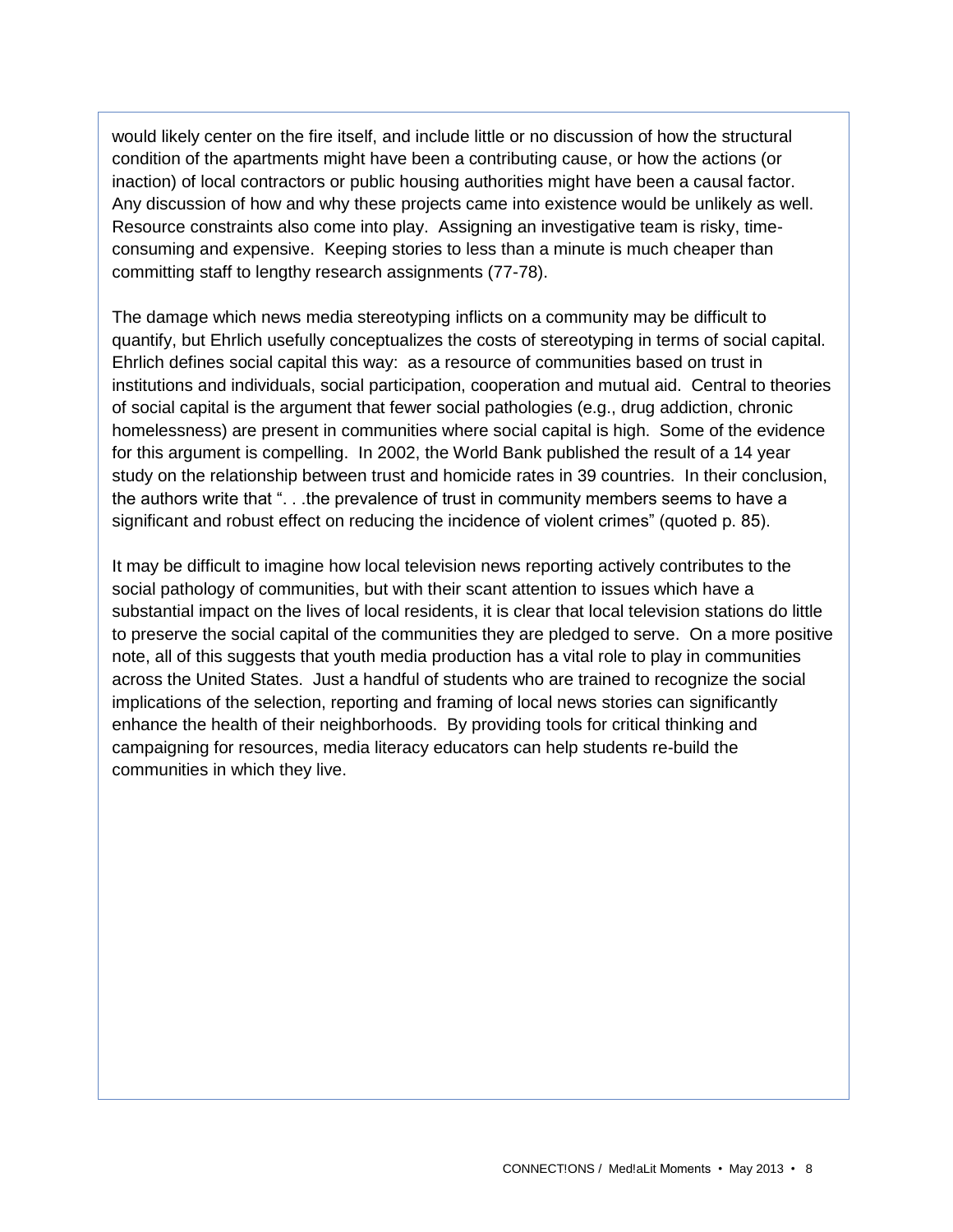would likely center on the fire itself, and include little or no discussion of how the structural condition of the apartments might have been a contributing cause, or how the actions (or inaction) of local contractors or public housing authorities might have been a causal factor. Any discussion of how and why these projects came into existence would be unlikely as well. Resource constraints also come into play. Assigning an investigative team is risky, time-consuming and expensive. Keeping stories to less than a minute is much cheaper than committing staff to lengthy research assignments (77-78).

The damage which news media stereotyping inflicts on a community may be difficult to quantify, but Ehrlich usefully conceptualizes the costs of stereotyping in terms of social capital. Ehrlich defines social capital this way: as a resource of communities based on trust in institutions and individuals, social participation, cooperation and mutual aid. Central to theories of social capital is the argument that fewer social pathologies (e.g., drug addiction, chronic homelessness) are present in communities where social capital is high. Some of the evidence for this argument is compelling. In 2002, the World Bank published the result of a 14 year study on the relationship between trust and homicide rates in 39 countries. In their conclusion, the authors write that ". . .the prevalence of trust in community members seems to have a significant and robust effect on reducing the incidence of violent crimes" (quoted p. 85).

It may be difficult to imagine how local television news reporting actively contributes to the social pathology of communities, but with their scant attention to issues which have a substantial impact on the lives of local residents, it is clear that local television stations do little to preserve the social capital of the communities they are pledged to serve. On a more positive note, all of this suggests that youth media production has a vital role to play in communities across the United States. Just a handful of students who are trained to recognize the social implications of the selection, reporting and framing of local news stories can significantly enhance the health of their neighborhoods. By providing tools for critical thinking and campaigning for resources, media literacy educators can help students re-build the communities in which they live.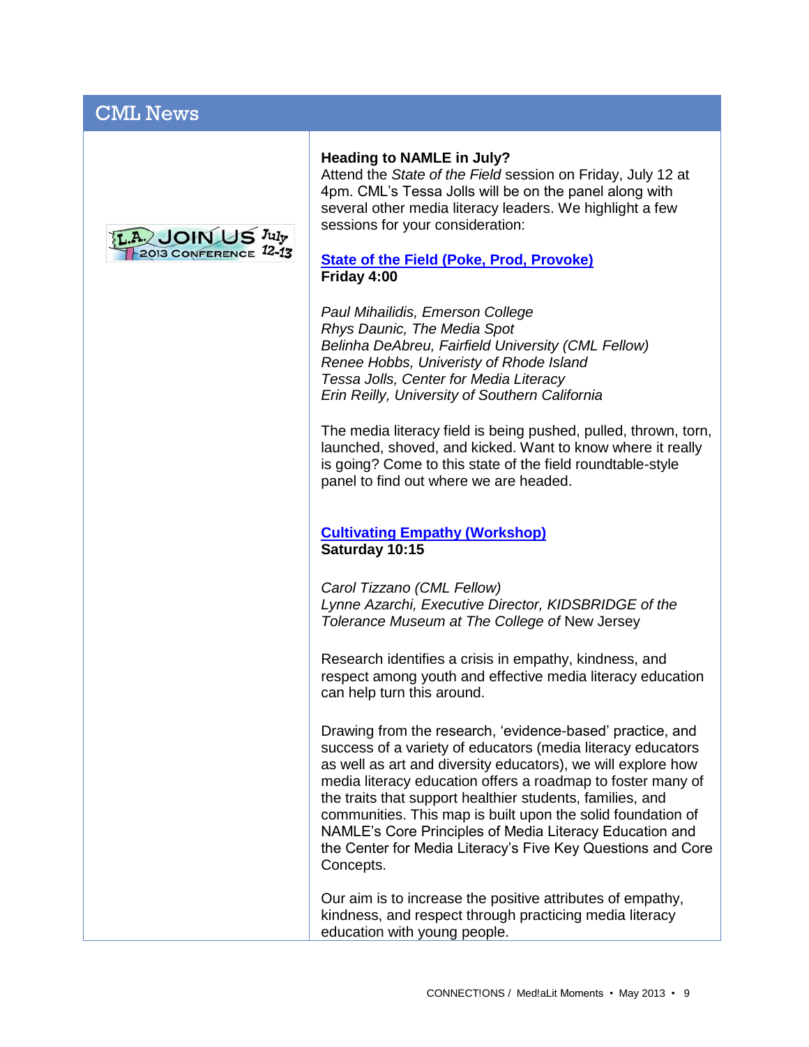# CML News

L.A. JOIN US July 12-13 2013 CONFERENCE

**Heading to NAMLE in July?**
Attend the *State of the Field* session on Friday, July 12 at 4pm. CML's Tessa Jolls will be on the panel along with several other media literacy leaders. We highlight a few sessions for your consideration:

**State of the Field (Poke, Prod, Provoke)**
**Friday 4:00**

*Paul Mihailidis, Emerson College*
*Rhys Daunic, The Media Spot*
*Belinha DeAbreu, Fairfield University (CML Fellow)*
*Renee Hobbs, Univeristy of Rhode Island*
*Tessa Jolls, Center for Media Literacy*
*Erin Reilly, University of Southern California*

The media literacy field is being pushed, pulled, thrown, torn, launched, shoved, and kicked. Want to know where it really is going? Come to this state of the field roundtable-style panel to find out where we are headed.

**Cultivating Empathy (Workshop)**
**Saturday 10:15**

*Carol Tizzano (CML Fellow)*
*Lynne Azarchi, Executive Director, KIDSBRIDGE of the Tolerance Museum at The College of* New Jersey

Research identifies a crisis in empathy, kindness, and respect among youth and effective media literacy education can help turn this around.

Drawing from the research, 'evidence-based' practice, and success of a variety of educators (media literacy educators as well as art and diversity educators), we will explore how media literacy education offers a roadmap to foster many of the traits that support healthier students, families, and communities. This map is built upon the solid foundation of NAMLE's Core Principles of Media Literacy Education and the Center for Media Literacy's Five Key Questions and Core Concepts.

Our aim is to increase the positive attributes of empathy, kindness, and respect through practicing media literacy education with young people.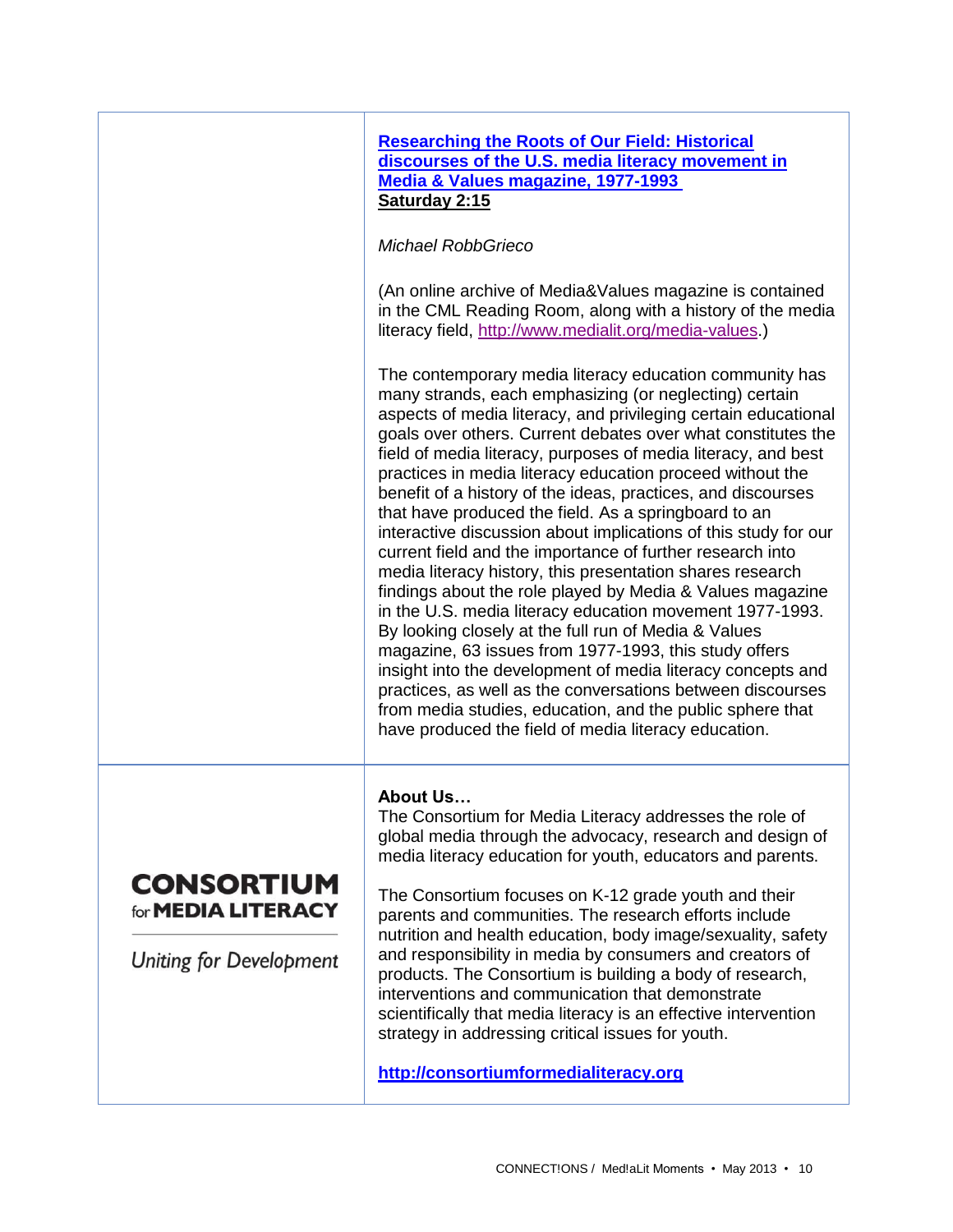**[Researching the Roots of Our Field: Historical discourses of the U.S. media literacy movement in Media & Values magazine, 1977-1993](#)**
**Saturday 2:15**

*Michael RobbGrieco*

(An online archive of Media&Values magazine is contained in the CML Reading Room, along with a history of the media literacy field, http://www.medialit.org/media-values.)

The contemporary media literacy education community has many strands, each emphasizing (or neglecting) certain aspects of media literacy, and privileging certain educational goals over others. Current debates over what constitutes the field of media literacy, purposes of media literacy, and best practices in media literacy education proceed without the benefit of a history of the ideas, practices, and discourses that have produced the field. As a springboard to an interactive discussion about implications of this study for our current field and the importance of further research into media literacy history, this presentation shares research findings about the role played by Media & Values magazine in the U.S. media literacy education movement 1977-1993. By looking closely at the full run of Media & Values magazine, 63 issues from 1977-1993, this study offers insight into the development of media literacy concepts and practices, as well as the conversations between discourses from media studies, education, and the public sphere that have produced the field of media literacy education.

**CONSORTIUM for MEDIA LITERACY**

*Uniting for Development*

**About Us…**

The Consortium for Media Literacy addresses the role of global media through the advocacy, research and design of media literacy education for youth, educators and parents.

The Consortium focuses on K-12 grade youth and their parents and communities. The research efforts include nutrition and health education, body image/sexuality, safety and responsibility in media by consumers and creators of products. The Consortium is building a body of research, interventions and communication that demonstrate scientifically that media literacy is an effective intervention strategy in addressing critical issues for youth.

**http://consortiumformedialiteracy.org**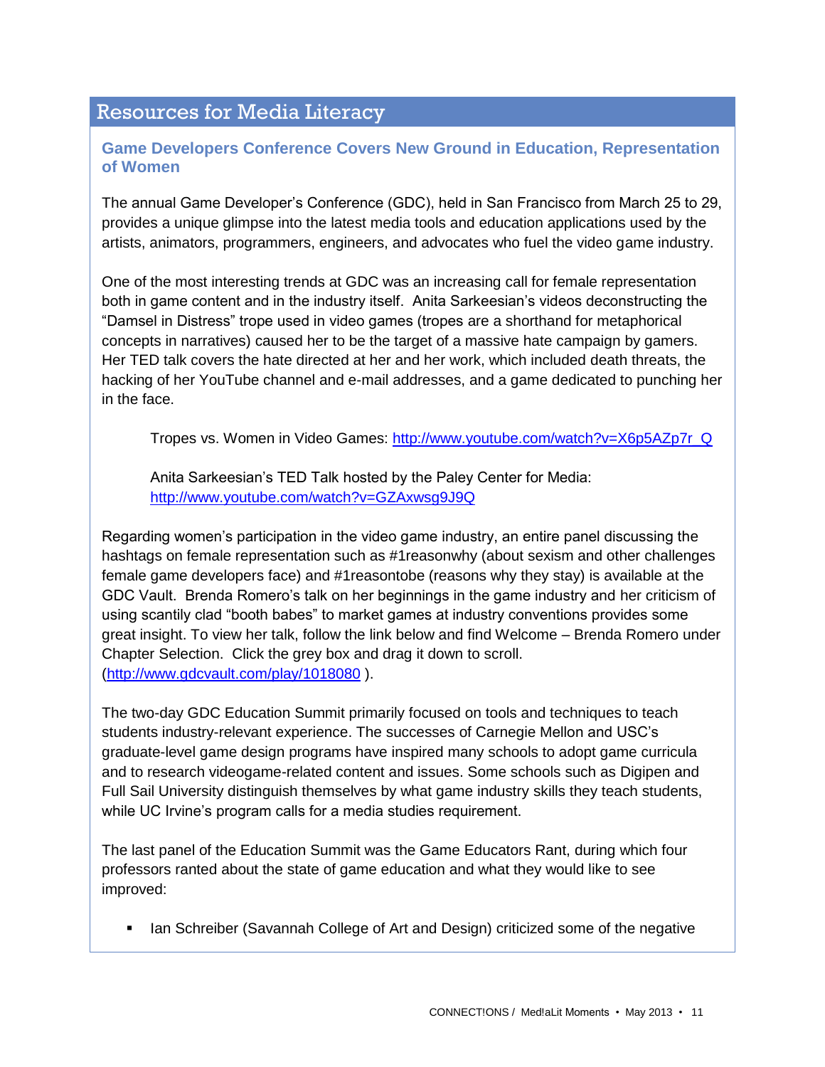## Resources for Media Literacy

### Game Developers Conference Covers New Ground in Education, Representation of Women

The annual Game Developer's Conference (GDC), held in San Francisco from March 25 to 29, provides a unique glimpse into the latest media tools and education applications used by the artists, animators, programmers, engineers, and advocates who fuel the video game industry.

One of the most interesting trends at GDC was an increasing call for female representation both in game content and in the industry itself. Anita Sarkeesian's videos deconstructing the "Damsel in Distress" trope used in video games (tropes are a shorthand for metaphorical concepts in narratives) caused her to be the target of a massive hate campaign by gamers. Her TED talk covers the hate directed at her and her work, which included death threats, the hacking of her YouTube channel and e-mail addresses, and a game dedicated to punching her in the face.

> Tropes vs. Women in Video Games: http://www.youtube.com/watch?v=X6p5AZp7r_Q
>
> Anita Sarkeesian's TED Talk hosted by the Paley Center for Media: http://www.youtube.com/watch?v=GZAxwsg9J9Q

Regarding women's participation in the video game industry, an entire panel discussing the hashtags on female representation such as #1reasonwhy (about sexism and other challenges female game developers face) and #1reasontobe (reasons why they stay) is available at the GDC Vault. Brenda Romero's talk on her beginnings in the game industry and her criticism of using scantily clad "booth babes" to market games at industry conventions provides some great insight. To view her talk, follow the link below and find Welcome – Brenda Romero under Chapter Selection. Click the grey box and drag it down to scroll. (http://www.gdcvault.com/play/1018080 ).

The two-day GDC Education Summit primarily focused on tools and techniques to teach students industry-relevant experience. The successes of Carnegie Mellon and USC's graduate-level game design programs have inspired many schools to adopt game curricula and to research videogame-related content and issues. Some schools such as Digipen and Full Sail University distinguish themselves by what game industry skills they teach students, while UC Irvine's program calls for a media studies requirement.

The last panel of the Education Summit was the Game Educators Rant, during which four professors ranted about the state of game education and what they would like to see improved:

- Ian Schreiber (Savannah College of Art and Design) criticized some of the negative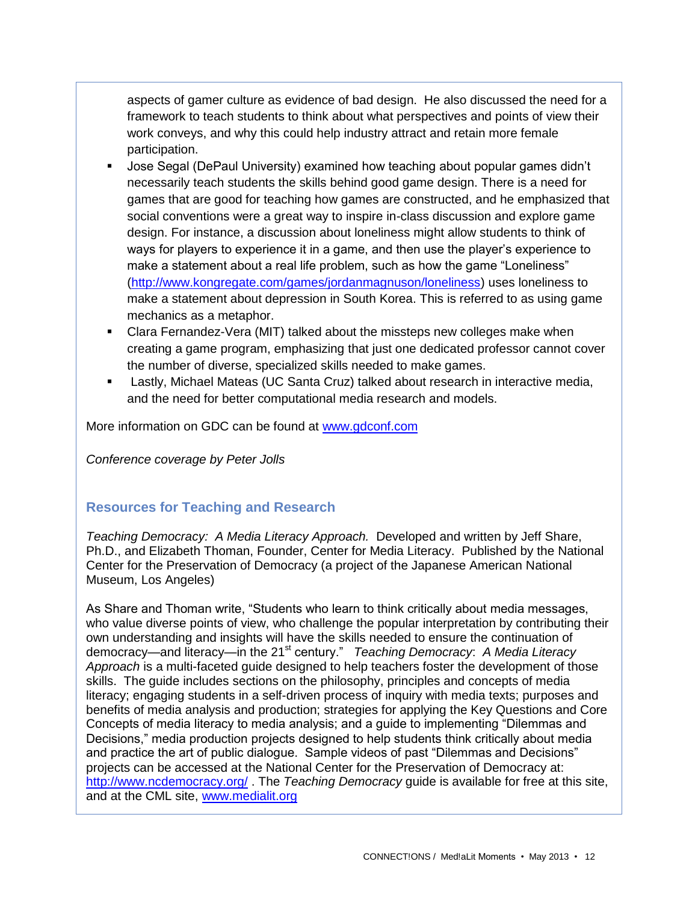aspects of gamer culture as evidence of bad design. He also discussed the need for a framework to teach students to think about what perspectives and points of view their work conveys, and why this could help industry attract and retain more female participation.

- Jose Segal (DePaul University) examined how teaching about popular games didn't necessarily teach students the skills behind good game design. There is a need for games that are good for teaching how games are constructed, and he emphasized that social conventions were a great way to inspire in-class discussion and explore game design. For instance, a discussion about loneliness might allow students to think of ways for players to experience it in a game, and then use the player's experience to make a statement about a real life problem, such as how the game "Loneliness" (http://www.kongregate.com/games/jordanmagnuson/loneliness) uses loneliness to make a statement about depression in South Korea. This is referred to as using game mechanics as a metaphor.
- Clara Fernandez-Vera (MIT) talked about the missteps new colleges make when creating a game program, emphasizing that just one dedicated professor cannot cover the number of diverse, specialized skills needed to make games.
- Lastly, Michael Mateas (UC Santa Cruz) talked about research in interactive media, and the need for better computational media research and models.

More information on GDC can be found at www.gdconf.com

*Conference coverage by Peter Jolls*

## Resources for Teaching and Research

*Teaching Democracy: A Media Literacy Approach.* Developed and written by Jeff Share, Ph.D., and Elizabeth Thoman, Founder, Center for Media Literacy. Published by the National Center for the Preservation of Democracy (a project of the Japanese American National Museum, Los Angeles)

As Share and Thoman write, "Students who learn to think critically about media messages, who value diverse points of view, who challenge the popular interpretation by contributing their own understanding and insights will have the skills needed to ensure the continuation of democracy—and literacy—in the 21st century." *Teaching Democracy*: *A Media Literacy Approach* is a multi-faceted guide designed to help teachers foster the development of those skills. The guide includes sections on the philosophy, principles and concepts of media literacy; engaging students in a self-driven process of inquiry with media texts; purposes and benefits of media analysis and production; strategies for applying the Key Questions and Core Concepts of media literacy to media analysis; and a guide to implementing "Dilemmas and Decisions," media production projects designed to help students think critically about media and practice the art of public dialogue. Sample videos of past "Dilemmas and Decisions" projects can be accessed at the National Center for the Preservation of Democracy at: http://www.ncdemocracy.org/ . The *Teaching Democracy* guide is available for free at this site, and at the CML site, www.medialit.org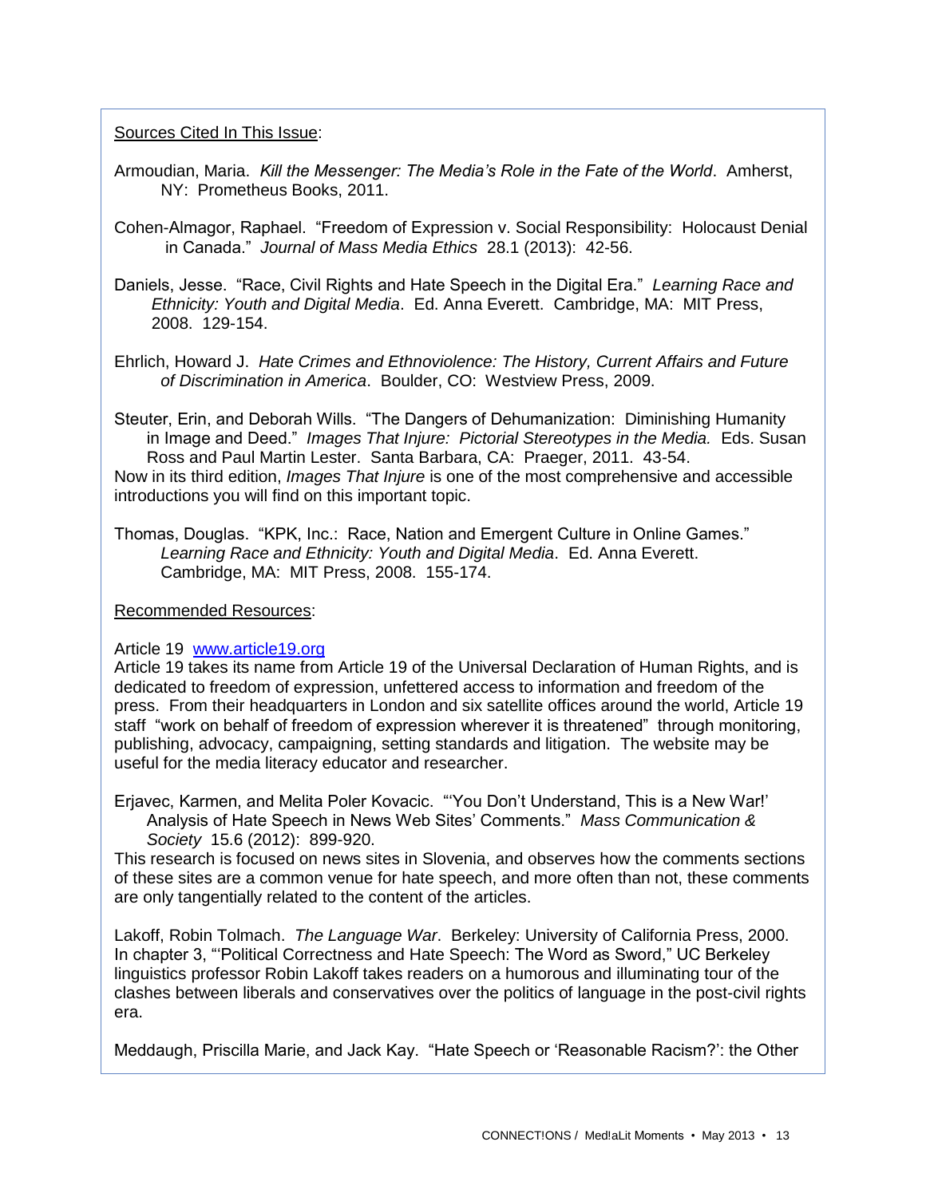Sources Cited In This Issue:

Armoudian, Maria. *Kill the Messenger: The Media's Role in the Fate of the World*. Amherst, NY: Prometheus Books, 2011.

Cohen-Almagor, Raphael. "Freedom of Expression v. Social Responsibility: Holocaust Denial in Canada." *Journal of Mass Media Ethics* 28.1 (2013): 42-56.

Daniels, Jesse. "Race, Civil Rights and Hate Speech in the Digital Era." *Learning Race and Ethnicity: Youth and Digital Media*. Ed. Anna Everett. Cambridge, MA: MIT Press, 2008. 129-154.

Ehrlich, Howard J. *Hate Crimes and Ethnoviolence: The History, Current Affairs and Future of Discrimination in America*. Boulder, CO: Westview Press, 2009.

Steuter, Erin, and Deborah Wills. "The Dangers of Dehumanization: Diminishing Humanity in Image and Deed." *Images That Injure: Pictorial Stereotypes in the Media.* Eds. Susan Ross and Paul Martin Lester. Santa Barbara, CA: Praeger, 2011. 43-54.
Now in its third edition, *Images That Injure* is one of the most comprehensive and accessible introductions you will find on this important topic.

Thomas, Douglas. "KPK, Inc.: Race, Nation and Emergent Culture in Online Games." *Learning Race and Ethnicity: Youth and Digital Media*. Ed. Anna Everett. Cambridge, MA: MIT Press, 2008. 155-174.

Recommended Resources:

Article 19 [www.article19.org](http://www.article19.org)
Article 19 takes its name from Article 19 of the Universal Declaration of Human Rights, and is dedicated to freedom of expression, unfettered access to information and freedom of the press. From their headquarters in London and six satellite offices around the world, Article 19 staff "work on behalf of freedom of expression wherever it is threatened" through monitoring, publishing, advocacy, campaigning, setting standards and litigation. The website may be useful for the media literacy educator and researcher.

Erjavec, Karmen, and Melita Poler Kovacic. "'You Don't Understand, This is a New War!' Analysis of Hate Speech in News Web Sites' Comments." *Mass Communication & Society* 15.6 (2012): 899-920.
This research is focused on news sites in Slovenia, and observes how the comments sections of these sites are a common venue for hate speech, and more often than not, these comments are only tangentially related to the content of the articles.

Lakoff, Robin Tolmach. *The Language War*. Berkeley: University of California Press, 2000. In chapter 3, "'Political Correctness and Hate Speech: The Word as Sword," UC Berkeley linguistics professor Robin Lakoff takes readers on a humorous and illuminating tour of the clashes between liberals and conservatives over the politics of language in the post-civil rights era.

Meddaugh, Priscilla Marie, and Jack Kay. "Hate Speech or 'Reasonable Racism?': the Other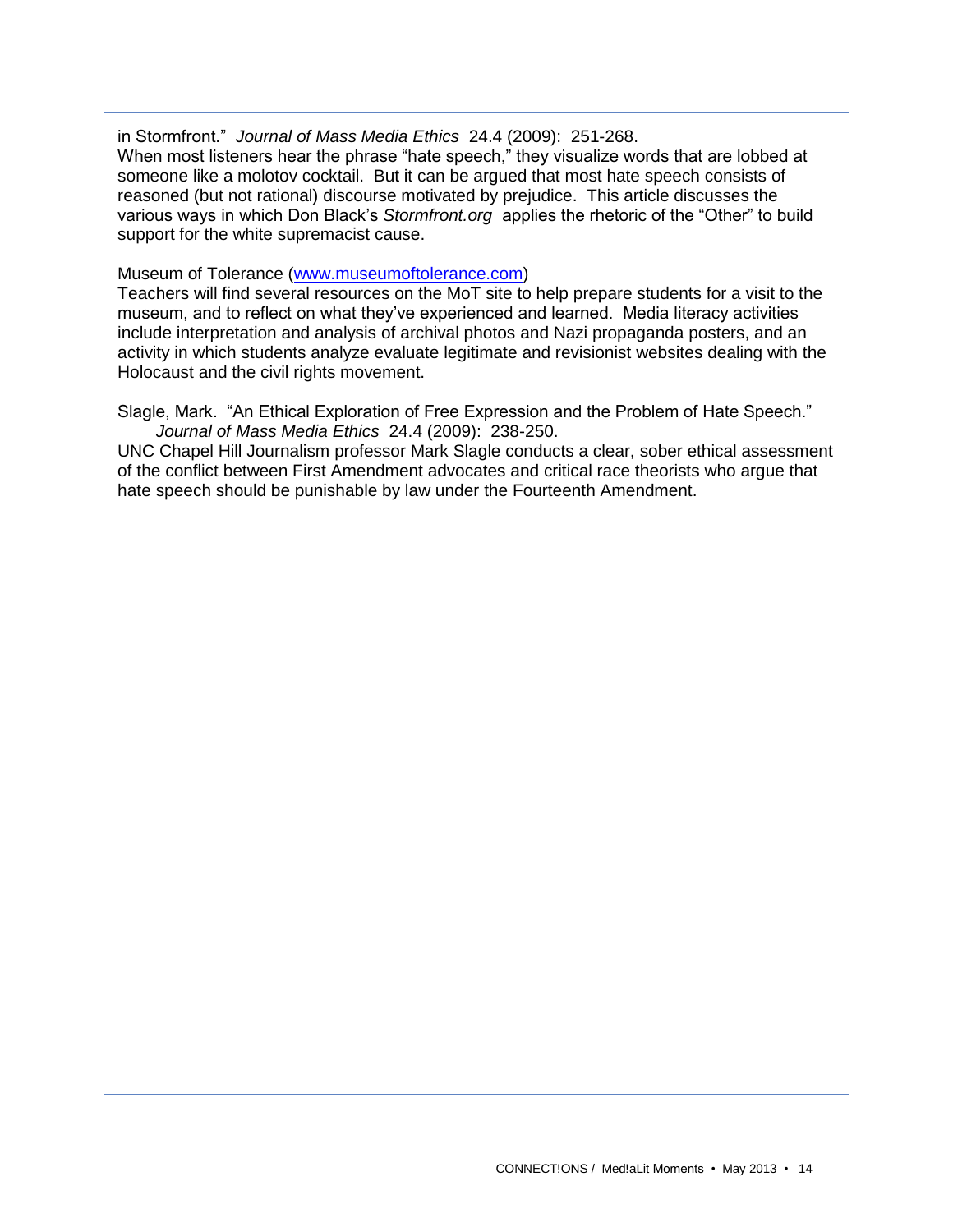in Stormfront." *Journal of Mass Media Ethics* 24.4 (2009): 251-268.
When most listeners hear the phrase "hate speech," they visualize words that are lobbed at someone like a molotov cocktail. But it can be argued that most hate speech consists of reasoned (but not rational) discourse motivated by prejudice. This article discusses the various ways in which Don Black's *Stormfront.org* applies the rhetoric of the "Other" to build support for the white supremacist cause.

Museum of Tolerance ([www.museumoftolerance.com](http://www.museumoftolerance.com))
Teachers will find several resources on the MoT site to help prepare students for a visit to the museum, and to reflect on what they've experienced and learned. Media literacy activities include interpretation and analysis of archival photos and Nazi propaganda posters, and an activity in which students analyze evaluate legitimate and revisionist websites dealing with the Holocaust and the civil rights movement.

Slagle, Mark. "An Ethical Exploration of Free Expression and the Problem of Hate Speech." *Journal of Mass Media Ethics* 24.4 (2009): 238-250.
UNC Chapel Hill Journalism professor Mark Slagle conducts a clear, sober ethical assessment of the conflict between First Amendment advocates and critical race theorists who argue that hate speech should be punishable by law under the Fourteenth Amendment.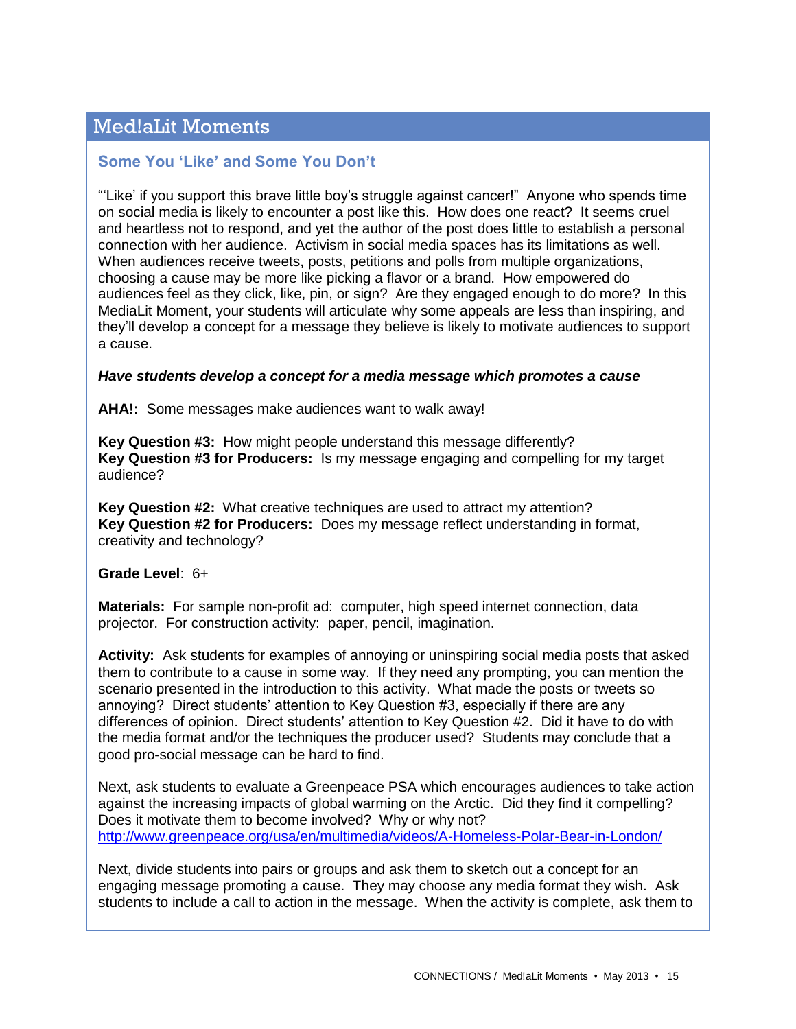# Med!aLit Moments

## Some You 'Like' and Some You Don't

"'Like' if you support this brave little boy's struggle against cancer!" Anyone who spends time on social media is likely to encounter a post like this. How does one react? It seems cruel and heartless not to respond, and yet the author of the post does little to establish a personal connection with her audience. Activism in social media spaces has its limitations as well. When audiences receive tweets, posts, petitions and polls from multiple organizations, choosing a cause may be more like picking a flavor or a brand. How empowered do audiences feel as they click, like, pin, or sign? Are they engaged enough to do more? In this MediaLit Moment, your students will articulate why some appeals are less than inspiring, and they'll develop a concept for a message they believe is likely to motivate audiences to support a cause.

***Have students develop a concept for a media message which promotes a cause***

**AHA!:** Some messages make audiences want to walk away!

**Key Question #3:** How might people understand this message differently?
**Key Question #3 for Producers:** Is my message engaging and compelling for my target audience?

**Key Question #2:** What creative techniques are used to attract my attention?
**Key Question #2 for Producers:** Does my message reflect understanding in format, creativity and technology?

**Grade Level**: 6+

**Materials:** For sample non-profit ad: computer, high speed internet connection, data projector. For construction activity: paper, pencil, imagination.

**Activity:** Ask students for examples of annoying or uninspiring social media posts that asked them to contribute to a cause in some way. If they need any prompting, you can mention the scenario presented in the introduction to this activity. What made the posts or tweets so annoying? Direct students' attention to Key Question #3, especially if there are any differences of opinion. Direct students' attention to Key Question #2. Did it have to do with the media format and/or the techniques the producer used? Students may conclude that a good pro-social message can be hard to find.

Next, ask students to evaluate a Greenpeace PSA which encourages audiences to take action against the increasing impacts of global warming on the Arctic. Did they find it compelling? Does it motivate them to become involved? Why or why not?
http://www.greenpeace.org/usa/en/multimedia/videos/A-Homeless-Polar-Bear-in-London/

Next, divide students into pairs or groups and ask them to sketch out a concept for an engaging message promoting a cause. They may choose any media format they wish. Ask students to include a call to action in the message. When the activity is complete, ask them to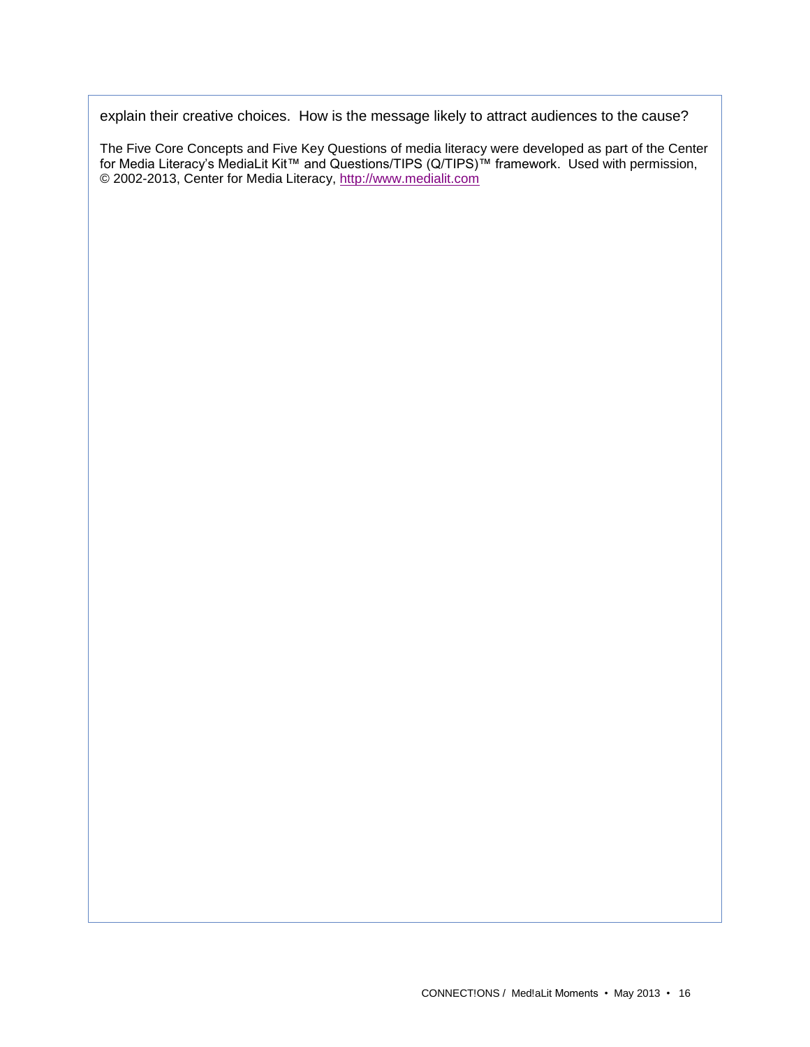explain their creative choices. How is the message likely to attract audiences to the cause?

The Five Core Concepts and Five Key Questions of media literacy were developed as part of the Center for Media Literacy's MediaLit Kit™ and Questions/TIPS (Q/TIPS)™ framework. Used with permission, © 2002-2013, Center for Media Literacy, http://www.medialit.com